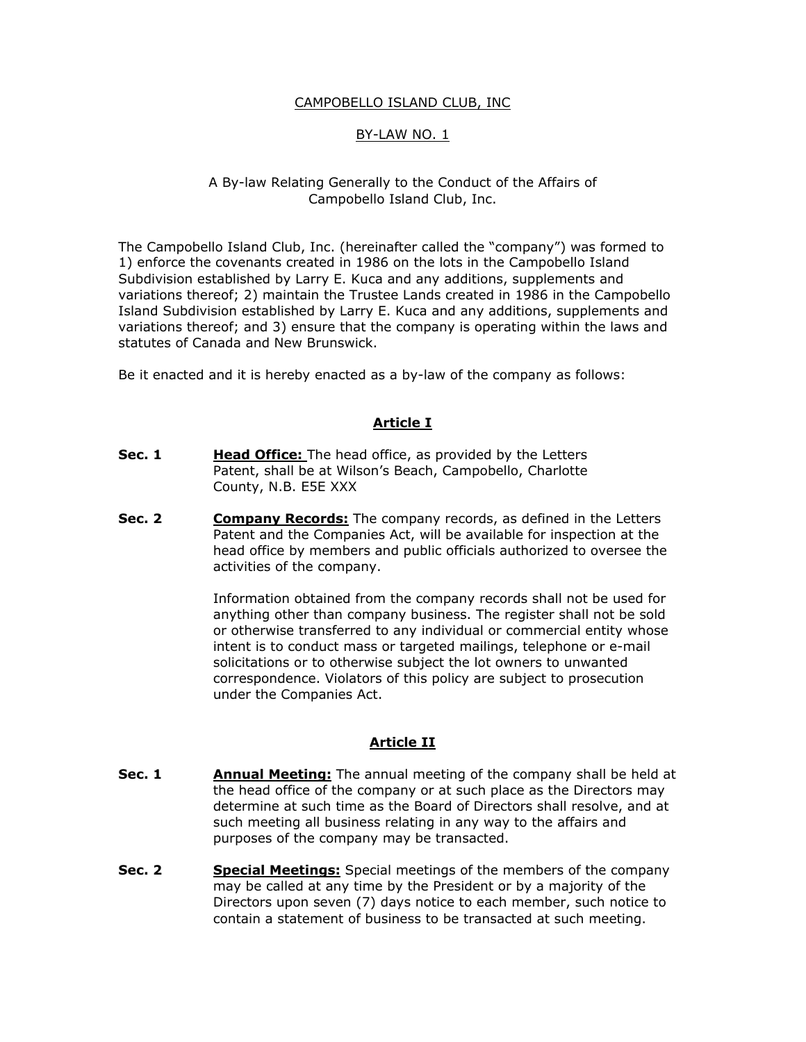CAMPOBELLO ISLAND CLUB, INC

BY-LAW NO. 1

A By-law Relating Generally to the Conduct of the Affairs of Campobello Island Club, Inc.

The Campobello Island Club, Inc. (hereinafter called the "company") was formed to 1) enforce the covenants created in 1986 on the lots in the Campobello Island Subdivision established by Larry E. Kuca and any additions, supplements and variations thereof; 2) maintain the Trustee Lands created in 1986 in the Campobello Island Subdivision established by Larry E. Kuca and any additions, supplements and variations thereof; and 3) ensure that the company is operating within the laws and statutes of Canada and New Brunswick.

Be it enacted and it is hereby enacted as a by-law of the company as follows:

## Article I

**Sec. 1** **Head Office:** The head office, as provided by the Letters Patent, shall be at Wilson's Beach, Campobello, Charlotte County, N.B. E5E XXX

**Sec. 2** **Company Records:** The company records, as defined in the Letters Patent and the Companies Act, will be available for inspection at the head office by members and public officials authorized to oversee the activities of the company.

Information obtained from the company records shall not be used for anything other than company business. The register shall not be sold or otherwise transferred to any individual or commercial entity whose intent is to conduct mass or targeted mailings, telephone or e-mail solicitations or to otherwise subject the lot owners to unwanted correspondence. Violators of this policy are subject to prosecution under the Companies Act.

## Article II

**Sec. 1** **Annual Meeting:** The annual meeting of the company shall be held at the head office of the company or at such place as the Directors may determine at such time as the Board of Directors shall resolve, and at such meeting all business relating in any way to the affairs and purposes of the company may be transacted.

**Sec. 2** **Special Meetings:** Special meetings of the members of the company may be called at any time by the President or by a majority of the Directors upon seven (7) days notice to each member, such notice to contain a statement of business to be transacted at such meeting.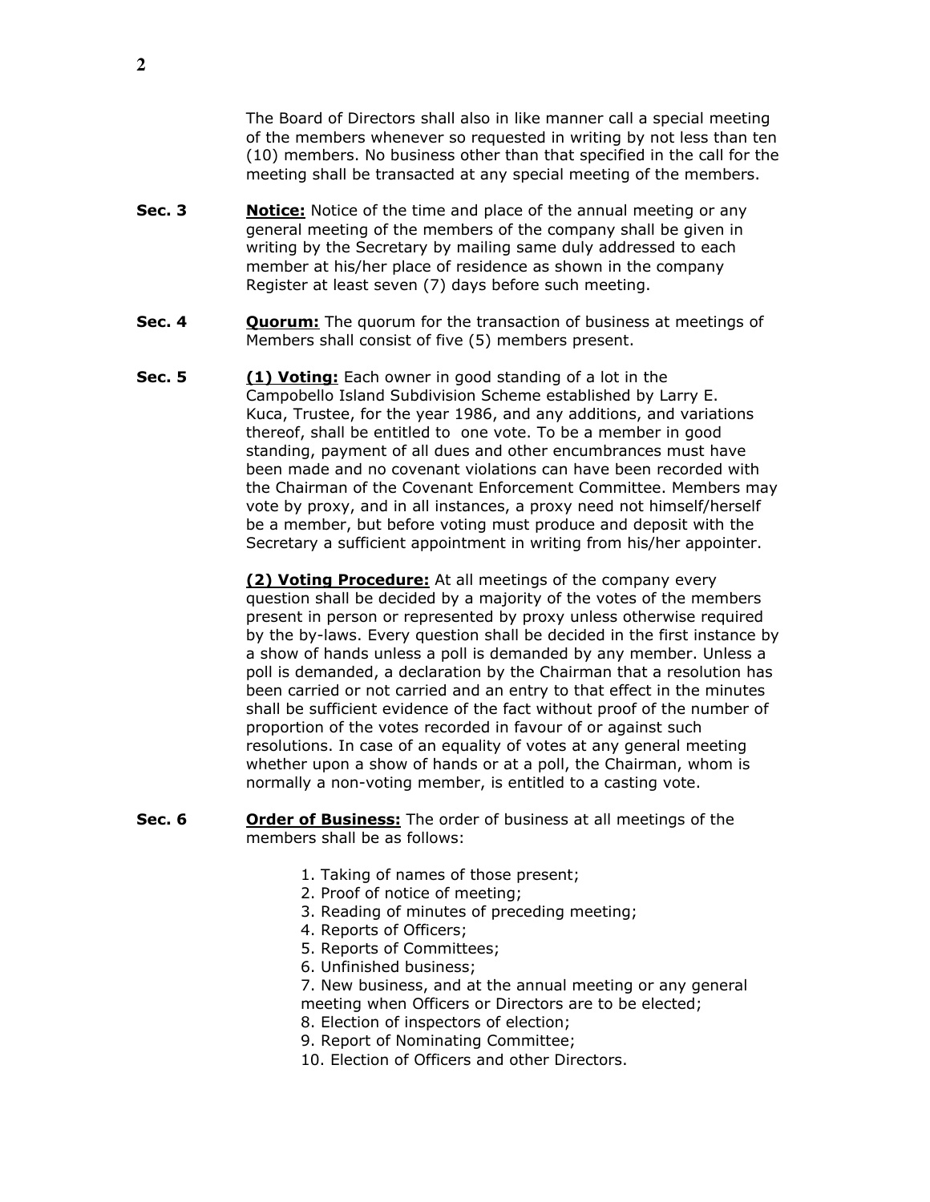The Board of Directors shall also in like manner call a special meeting of the members whenever so requested in writing by not less than ten (10) members. No business other than that specified in the call for the meeting shall be transacted at any special meeting of the members.

**Sec. 3** **Notice:** Notice of the time and place of the annual meeting or any general meeting of the members of the company shall be given in writing by the Secretary by mailing same duly addressed to each member at his/her place of residence as shown in the company Register at least seven (7) days before such meeting.

**Sec. 4** **Quorum:** The quorum for the transaction of business at meetings of Members shall consist of five (5) members present.

**Sec. 5** **(1) Voting:** Each owner in good standing of a lot in the Campobello Island Subdivision Scheme established by Larry E. Kuca, Trustee, for the year 1986, and any additions, and variations thereof, shall be entitled to one vote. To be a member in good standing, payment of all dues and other encumbrances must have been made and no covenant violations can have been recorded with the Chairman of the Covenant Enforcement Committee. Members may vote by proxy, and in all instances, a proxy need not himself/herself be a member, but before voting must produce and deposit with the Secretary a sufficient appointment in writing from his/her appointer.

**(2) Voting Procedure:** At all meetings of the company every question shall be decided by a majority of the votes of the members present in person or represented by proxy unless otherwise required by the by-laws. Every question shall be decided in the first instance by a show of hands unless a poll is demanded by any member. Unless a poll is demanded, a declaration by the Chairman that a resolution has been carried or not carried and an entry to that effect in the minutes shall be sufficient evidence of the fact without proof of the number of proportion of the votes recorded in favour of or against such resolutions. In case of an equality of votes at any general meeting whether upon a show of hands or at a poll, the Chairman, whom is normally a non-voting member, is entitled to a casting vote.

**Sec. 6** **Order of Business:** The order of business at all meetings of the members shall be as follows:

1. Taking of names of those present;
2. Proof of notice of meeting;
3. Reading of minutes of preceding meeting;
4. Reports of Officers;
5. Reports of Committees;
6. Unfinished business;
7. New business, and at the annual meeting or any general meeting when Officers or Directors are to be elected;
8. Election of inspectors of election;
9. Report of Nominating Committee;
10. Election of Officers and other Directors.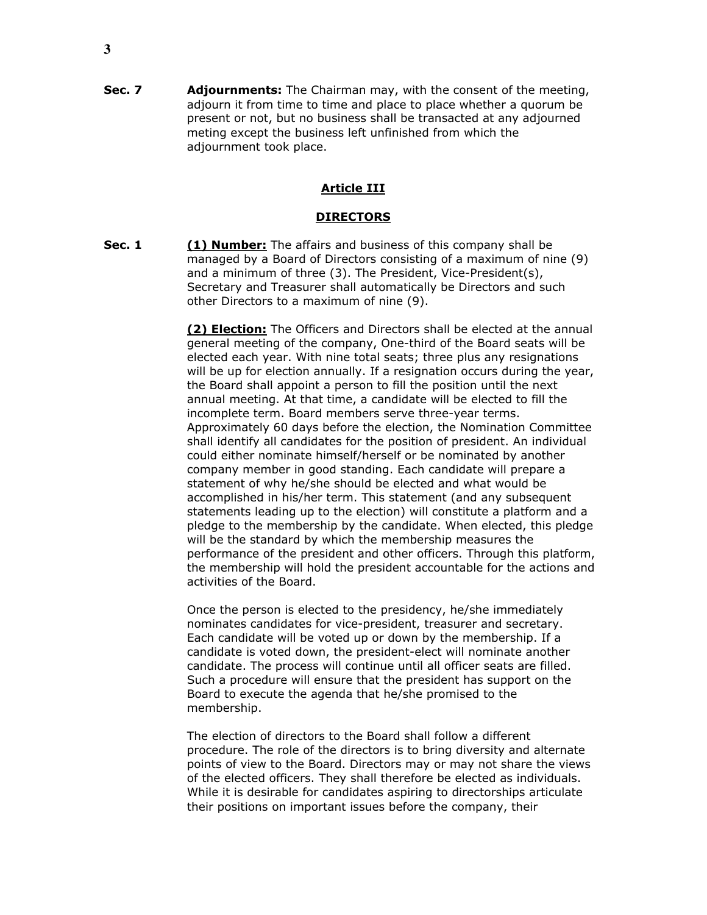**Sec. 7** **Adjournments:** The Chairman may, with the consent of the meeting, adjourn it from time to time and place to place whether a quorum be present or not, but no business shall be transacted at any adjourned meting except the business left unfinished from which the adjournment took place.

## Article III

## DIRECTORS

**Sec. 1** **(1) Number:** The affairs and business of this company shall be managed by a Board of Directors consisting of a maximum of nine (9) and a minimum of three (3). The President, Vice-President(s), Secretary and Treasurer shall automatically be Directors and such other Directors to a maximum of nine (9).

**(2) Election:** The Officers and Directors shall be elected at the annual general meeting of the company, One-third of the Board seats will be elected each year. With nine total seats; three plus any resignations will be up for election annually. If a resignation occurs during the year, the Board shall appoint a person to fill the position until the next annual meeting. At that time, a candidate will be elected to fill the incomplete term. Board members serve three-year terms. Approximately 60 days before the election, the Nomination Committee shall identify all candidates for the position of president. An individual could either nominate himself/herself or be nominated by another company member in good standing. Each candidate will prepare a statement of why he/she should be elected and what would be accomplished in his/her term. This statement (and any subsequent statements leading up to the election) will constitute a platform and a pledge to the membership by the candidate. When elected, this pledge will be the standard by which the membership measures the performance of the president and other officers. Through this platform, the membership will hold the president accountable for the actions and activities of the Board.

Once the person is elected to the presidency, he/she immediately nominates candidates for vice-president, treasurer and secretary. Each candidate will be voted up or down by the membership. If a candidate is voted down, the president-elect will nominate another candidate. The process will continue until all officer seats are filled. Such a procedure will ensure that the president has support on the Board to execute the agenda that he/she promised to the membership.

The election of directors to the Board shall follow a different procedure. The role of the directors is to bring diversity and alternate points of view to the Board. Directors may or may not share the views of the elected officers. They shall therefore be elected as individuals. While it is desirable for candidates aspiring to directorships articulate their positions on important issues before the company, their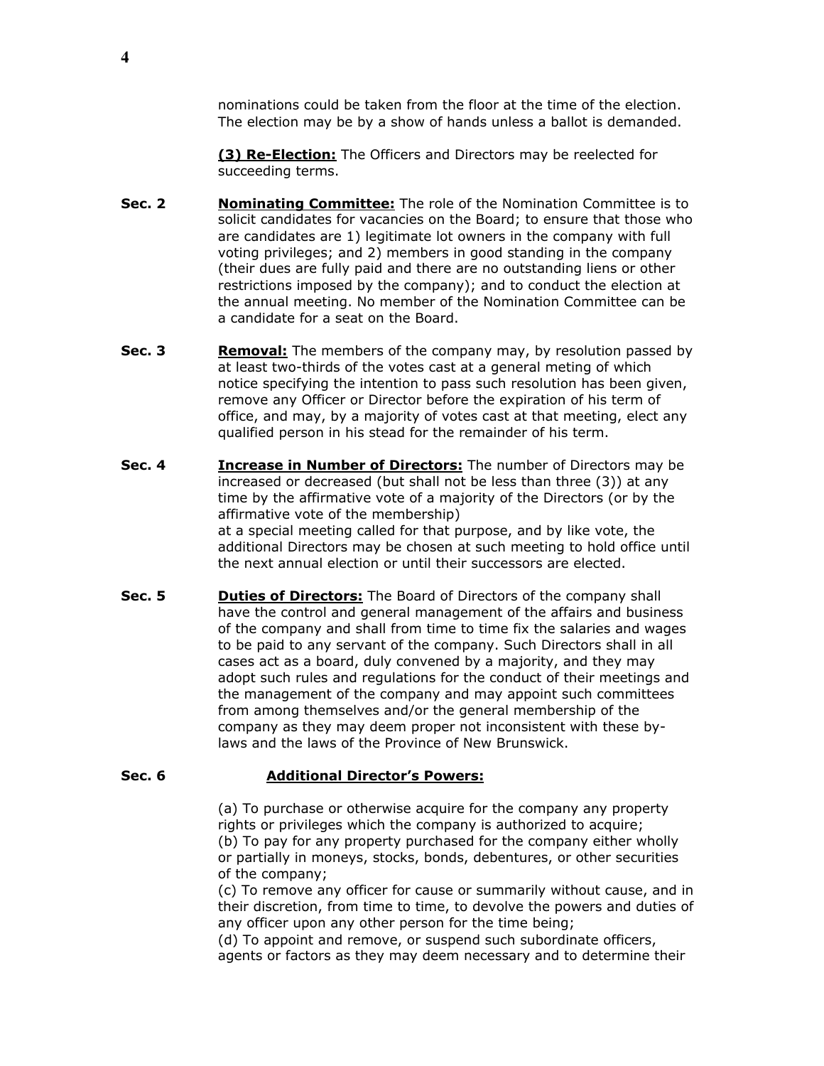nominations could be taken from the floor at the time of the election. The election may be by a show of hands unless a ballot is demanded.

**(3) Re-Election:** The Officers and Directors may be reelected for succeeding terms.

**Sec. 2** **Nominating Committee:** The role of the Nomination Committee is to solicit candidates for vacancies on the Board; to ensure that those who are candidates are 1) legitimate lot owners in the company with full voting privileges; and 2) members in good standing in the company (their dues are fully paid and there are no outstanding liens or other restrictions imposed by the company); and to conduct the election at the annual meeting. No member of the Nomination Committee can be a candidate for a seat on the Board.

**Sec. 3** **Removal:** The members of the company may, by resolution passed by at least two-thirds of the votes cast at a general meting of which notice specifying the intention to pass such resolution has been given, remove any Officer or Director before the expiration of his term of office, and may, by a majority of votes cast at that meeting, elect any qualified person in his stead for the remainder of his term.

**Sec. 4** **Increase in Number of Directors:** The number of Directors may be increased or decreased (but shall not be less than three (3)) at any time by the affirmative vote of a majority of the Directors (or by the affirmative vote of the membership)
at a special meeting called for that purpose, and by like vote, the additional Directors may be chosen at such meeting to hold office until the next annual election or until their successors are elected.

**Sec. 5** **Duties of Directors:** The Board of Directors of the company shall have the control and general management of the affairs and business of the company and shall from time to time fix the salaries and wages to be paid to any servant of the company. Such Directors shall in all cases act as a board, duly convened by a majority, and they may adopt such rules and regulations for the conduct of their meetings and the management of the company and may appoint such committees from among themselves and/or the general membership of the company as they may deem proper not inconsistent with these by-laws and the laws of the Province of New Brunswick.

**Sec. 6** **Additional Director's Powers:**

(a) To purchase or otherwise acquire for the company any property rights or privileges which the company is authorized to acquire;
(b) To pay for any property purchased for the company either wholly or partially in moneys, stocks, bonds, debentures, or other securities of the company;
(c) To remove any officer for cause or summarily without cause, and in their discretion, from time to time, to devolve the powers and duties of any officer upon any other person for the time being;
(d) To appoint and remove, or suspend such subordinate officers, agents or factors as they may deem necessary and to determine their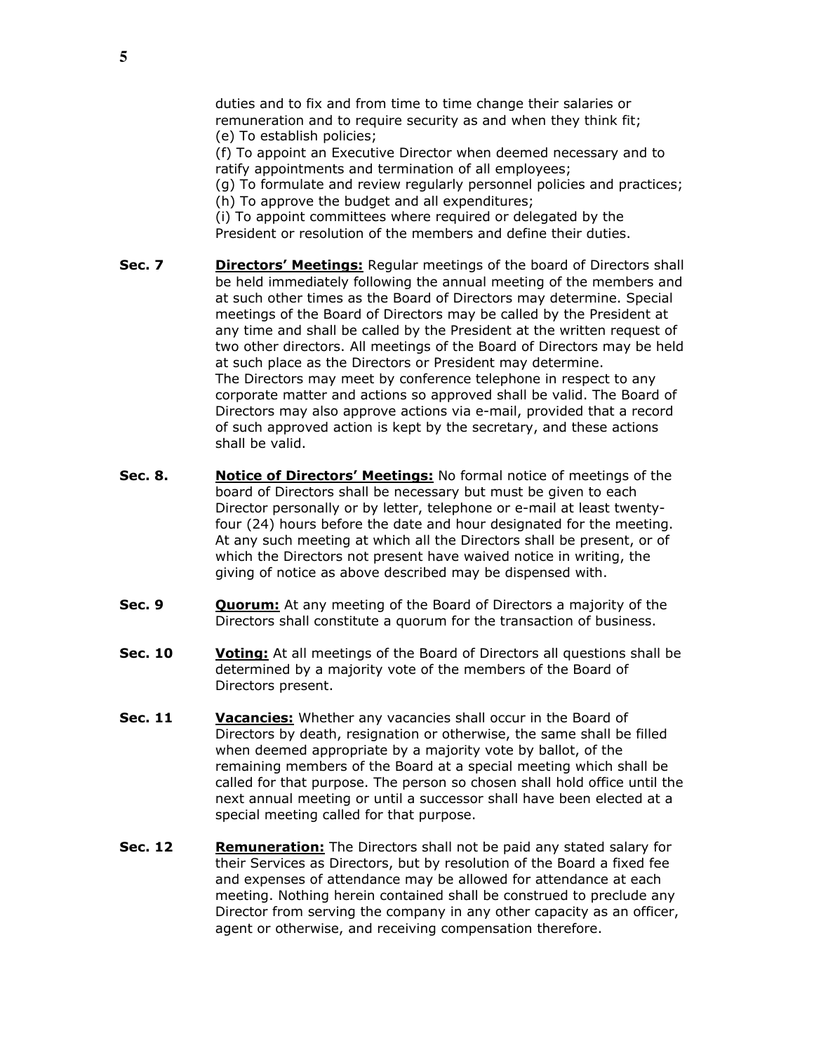duties and to fix and from time to time change their salaries or remuneration and to require security as and when they think fit;
(e) To establish policies;
(f) To appoint an Executive Director when deemed necessary and to ratify appointments and termination of all employees;
(g) To formulate and review regularly personnel policies and practices;
(h) To approve the budget and all expenditures;
(i) To appoint committees where required or delegated by the President or resolution of the members and define their duties.

**Sec. 7** **<u>Directors' Meetings:</u>** Regular meetings of the board of Directors shall be held immediately following the annual meeting of the members and at such other times as the Board of Directors may determine. Special meetings of the Board of Directors may be called by the President at any time and shall be called by the President at the written request of two other directors. All meetings of the Board of Directors may be held at such place as the Directors or President may determine.
The Directors may meet by conference telephone in respect to any corporate matter and actions so approved shall be valid. The Board of Directors may also approve actions via e-mail, provided that a record of such approved action is kept by the secretary, and these actions shall be valid.

**Sec. 8.** **<u>Notice of Directors' Meetings:</u>** No formal notice of meetings of the board of Directors shall be necessary but must be given to each Director personally or by letter, telephone or e-mail at least twenty-four (24) hours before the date and hour designated for the meeting. At any such meeting at which all the Directors shall be present, or of which the Directors not present have waived notice in writing, the giving of notice as above described may be dispensed with.

**Sec. 9** **<u>Quorum:</u>** At any meeting of the Board of Directors a majority of the Directors shall constitute a quorum for the transaction of business.

**Sec. 10** **<u>Voting:</u>** At all meetings of the Board of Directors all questions shall be determined by a majority vote of the members of the Board of Directors present.

**Sec. 11** **<u>Vacancies:</u>** Whether any vacancies shall occur in the Board of Directors by death, resignation or otherwise, the same shall be filled when deemed appropriate by a majority vote by ballot, of the remaining members of the Board at a special meeting which shall be called for that purpose. The person so chosen shall hold office until the next annual meeting or until a successor shall have been elected at a special meeting called for that purpose.

**Sec. 12** **<u>Remuneration:</u>** The Directors shall not be paid any stated salary for their Services as Directors, but by resolution of the Board a fixed fee and expenses of attendance may be allowed for attendance at each meeting. Nothing herein contained shall be construed to preclude any Director from serving the company in any other capacity as an officer, agent or otherwise, and receiving compensation therefore.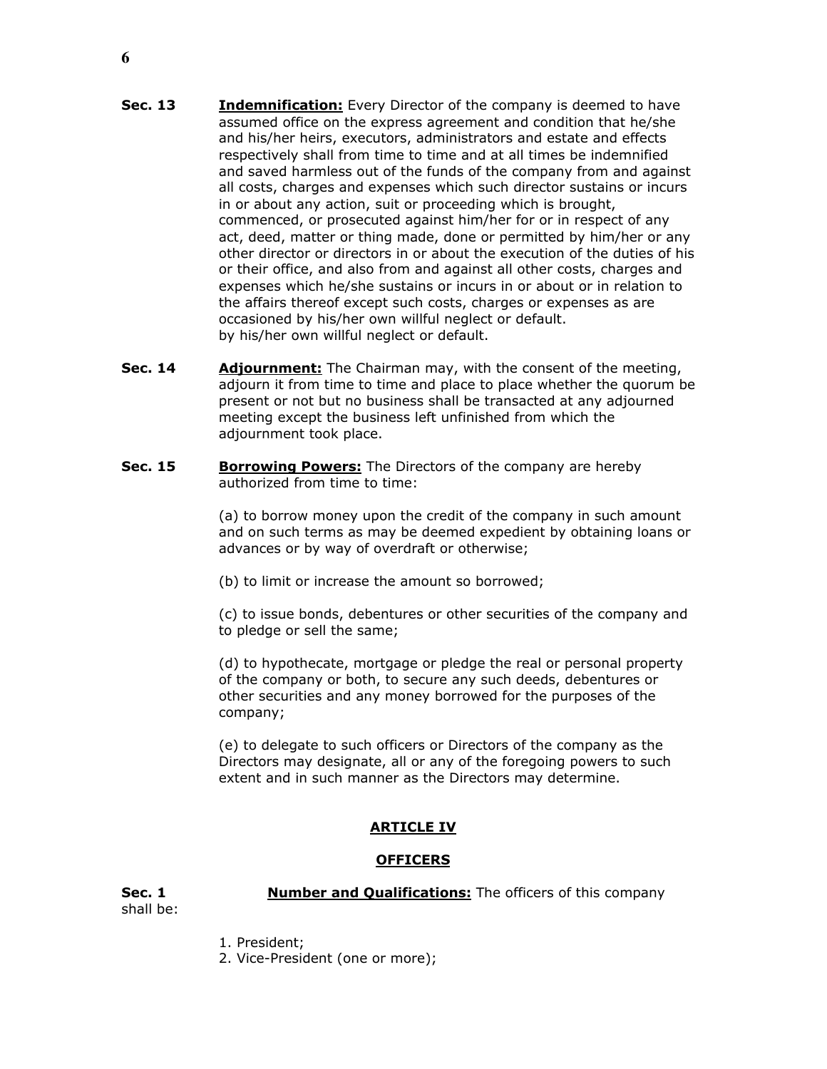**Sec. 13** **Indemnification:** Every Director of the company is deemed to have assumed office on the express agreement and condition that he/she and his/her heirs, executors, administrators and estate and effects respectively shall from time to time and at all times be indemnified and saved harmless out of the funds of the company from and against all costs, charges and expenses which such director sustains or incurs in or about any action, suit or proceeding which is brought, commenced, or prosecuted against him/her for or in respect of any act, deed, matter or thing made, done or permitted by him/her or any other director or directors in or about the execution of the duties of his or their office, and also from and against all other costs, charges and expenses which he/she sustains or incurs in or about or in relation to the affairs thereof except such costs, charges or expenses as are occasioned by his/her own willful neglect or default.
by his/her own willful neglect or default.

**Sec. 14** **Adjournment:** The Chairman may, with the consent of the meeting, adjourn it from time to time and place to place whether the quorum be present or not but no business shall be transacted at any adjourned meeting except the business left unfinished from which the adjournment took place.

**Sec. 15** **Borrowing Powers:** The Directors of the company are hereby authorized from time to time:

(a) to borrow money upon the credit of the company in such amount and on such terms as may be deemed expedient by obtaining loans or advances or by way of overdraft or otherwise;

(b) to limit or increase the amount so borrowed;

(c) to issue bonds, debentures or other securities of the company and to pledge or sell the same;

(d) to hypothecate, mortgage or pledge the real or personal property of the company or both, to secure any such deeds, debentures or other securities and any money borrowed for the purposes of the company;

(e) to delegate to such officers or Directors of the company as the Directors may designate, all or any of the foregoing powers to such extent and in such manner as the Directors may determine.

## ARTICLE IV

## OFFICERS

**Sec. 1** **Number and Qualifications:** The officers of this company shall be:

1. President;
2. Vice-President (one or more);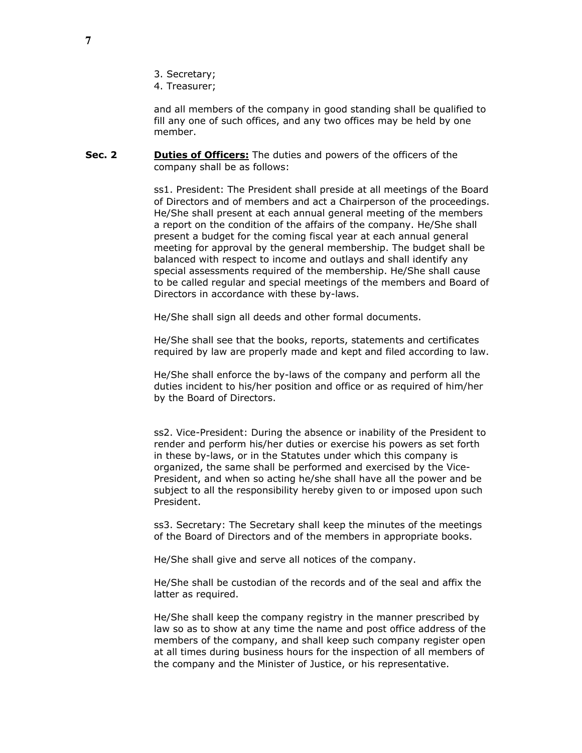3. Secretary;
4. Treasurer;

and all members of the company in good standing shall be qualified to fill any one of such offices, and any two offices may be held by one member.

**Sec. 2** **<u>Duties of Officers:</u>** The duties and powers of the officers of the company shall be as follows:

ss1. President: The President shall preside at all meetings of the Board of Directors and of members and act a Chairperson of the proceedings. He/She shall present at each annual general meeting of the members a report on the condition of the affairs of the company. He/She shall present a budget for the coming fiscal year at each annual general meeting for approval by the general membership. The budget shall be balanced with respect to income and outlays and shall identify any special assessments required of the membership. He/She shall cause to be called regular and special meetings of the members and Board of Directors in accordance with these by-laws.

He/She shall sign all deeds and other formal documents.

He/She shall see that the books, reports, statements and certificates required by law are properly made and kept and filed according to law.

He/She shall enforce the by-laws of the company and perform all the duties incident to his/her position and office or as required of him/her by the Board of Directors.

ss2. Vice-President: During the absence or inability of the President to render and perform his/her duties or exercise his powers as set forth in these by-laws, or in the Statutes under which this company is organized, the same shall be performed and exercised by the Vice-President, and when so acting he/she shall have all the power and be subject to all the responsibility hereby given to or imposed upon such President.

ss3. Secretary: The Secretary shall keep the minutes of the meetings of the Board of Directors and of the members in appropriate books.

He/She shall give and serve all notices of the company.

He/She shall be custodian of the records and of the seal and affix the latter as required.

He/She shall keep the company registry in the manner prescribed by law so as to show at any time the name and post office address of the members of the company, and shall keep such company register open at all times during business hours for the inspection of all members of the company and the Minister of Justice, or his representative.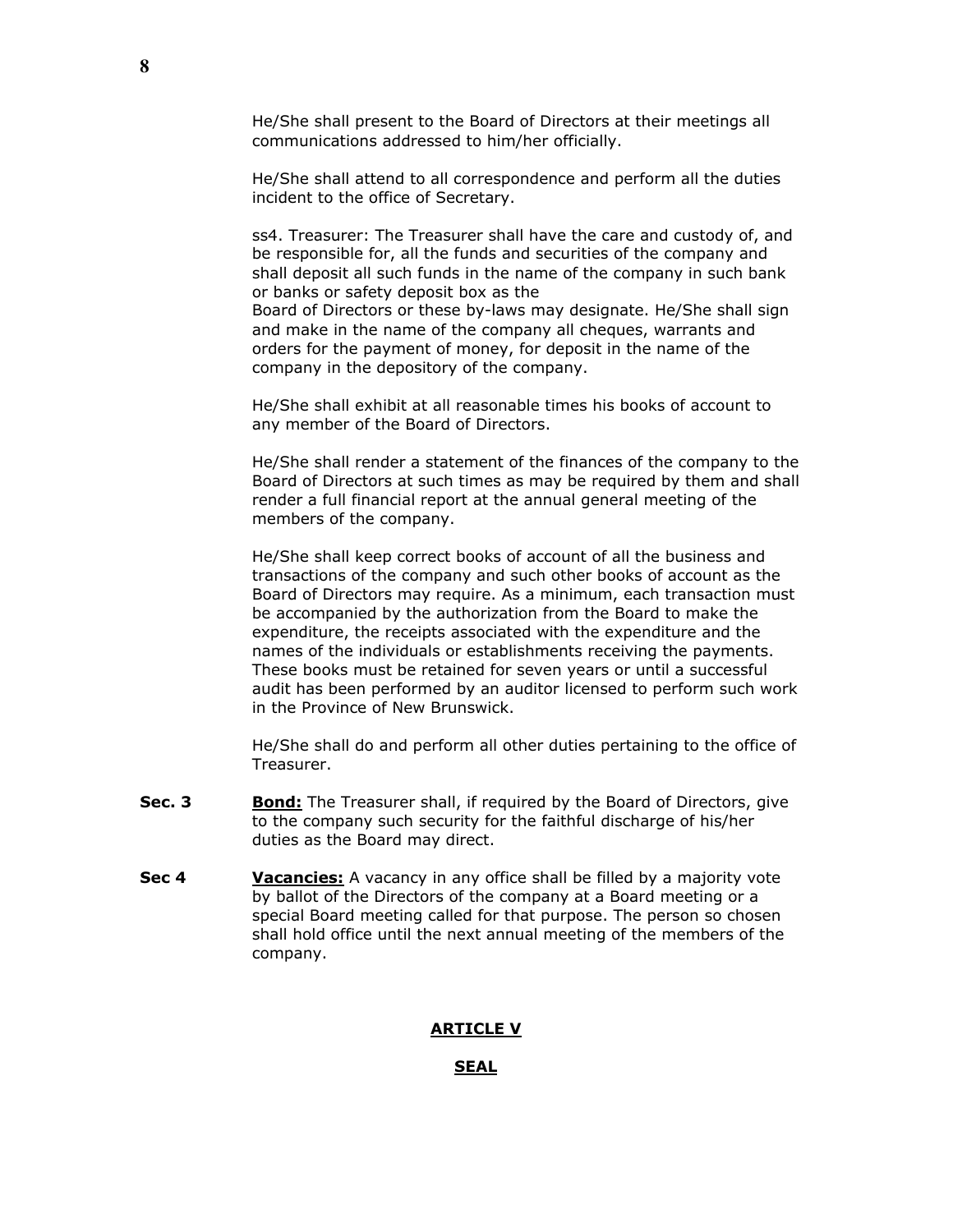He/She shall present to the Board of Directors at their meetings all communications addressed to him/her officially.

He/She shall attend to all correspondence and perform all the duties incident to the office of Secretary.

ss4. Treasurer: The Treasurer shall have the care and custody of, and be responsible for, all the funds and securities of the company and shall deposit all such funds in the name of the company in such bank or banks or safety deposit box as the Board of Directors or these by-laws may designate. He/She shall sign and make in the name of the company all cheques, warrants and orders for the payment of money, for deposit in the name of the company in the depository of the company.

He/She shall exhibit at all reasonable times his books of account to any member of the Board of Directors.

He/She shall render a statement of the finances of the company to the Board of Directors at such times as may be required by them and shall render a full financial report at the annual general meeting of the members of the company.

He/She shall keep correct books of account of all the business and transactions of the company and such other books of account as the Board of Directors may require. As a minimum, each transaction must be accompanied by the authorization from the Board to make the expenditure, the receipts associated with the expenditure and the names of the individuals or establishments receiving the payments. These books must be retained for seven years or until a successful audit has been performed by an auditor licensed to perform such work in the Province of New Brunswick.

He/She shall do and perform all other duties pertaining to the office of Treasurer.

**Sec. 3** **Bond:** The Treasurer shall, if required by the Board of Directors, give to the company such security for the faithful discharge of his/her duties as the Board may direct.

**Sec 4** **Vacancies:** A vacancy in any office shall be filled by a majority vote by ballot of the Directors of the company at a Board meeting or a special Board meeting called for that purpose. The person so chosen shall hold office until the next annual meeting of the members of the company.

## ARTICLE V

## SEAL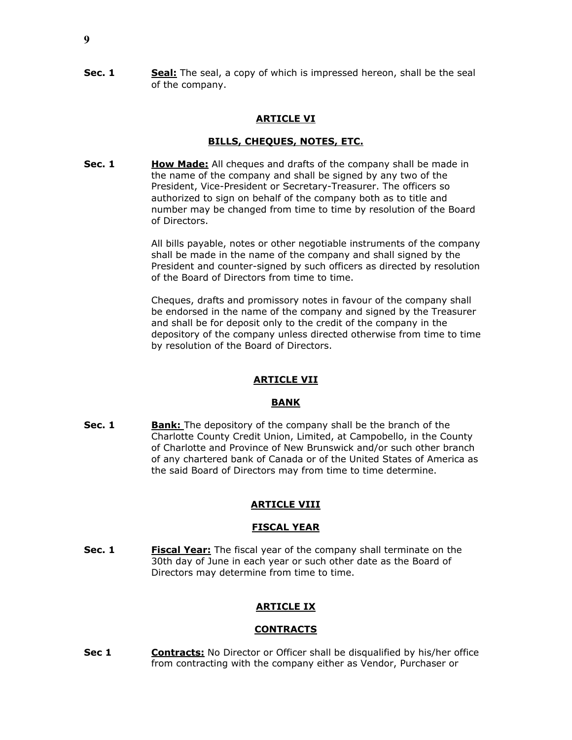**Sec. 1** **Seal:** The seal, a copy of which is impressed hereon, shall be the seal of the company.

## ARTICLE VI

## BILLS, CHEQUES, NOTES, ETC.

**Sec. 1** **How Made:** All cheques and drafts of the company shall be made in the name of the company and shall be signed by any two of the President, Vice-President or Secretary-Treasurer. The officers so authorized to sign on behalf of the company both as to title and number may be changed from time to time by resolution of the Board of Directors.

All bills payable, notes or other negotiable instruments of the company shall be made in the name of the company and shall signed by the President and counter-signed by such officers as directed by resolution of the Board of Directors from time to time.

Cheques, drafts and promissory notes in favour of the company shall be endorsed in the name of the company and signed by the Treasurer and shall be for deposit only to the credit of the company in the depository of the company unless directed otherwise from time to time by resolution of the Board of Directors.

## ARTICLE VII

## BANK

**Sec. 1** **Bank:** The depository of the company shall be the branch of the Charlotte County Credit Union, Limited, at Campobello, in the County of Charlotte and Province of New Brunswick and/or such other branch of any chartered bank of Canada or of the United States of America as the said Board of Directors may from time to time determine.

## ARTICLE VIII

## FISCAL YEAR

**Sec. 1** **Fiscal Year:** The fiscal year of the company shall terminate on the 30th day of June in each year or such other date as the Board of Directors may determine from time to time.

## ARTICLE IX

## CONTRACTS

**Sec 1** **Contracts:** No Director or Officer shall be disqualified by his/her office from contracting with the company either as Vendor, Purchaser or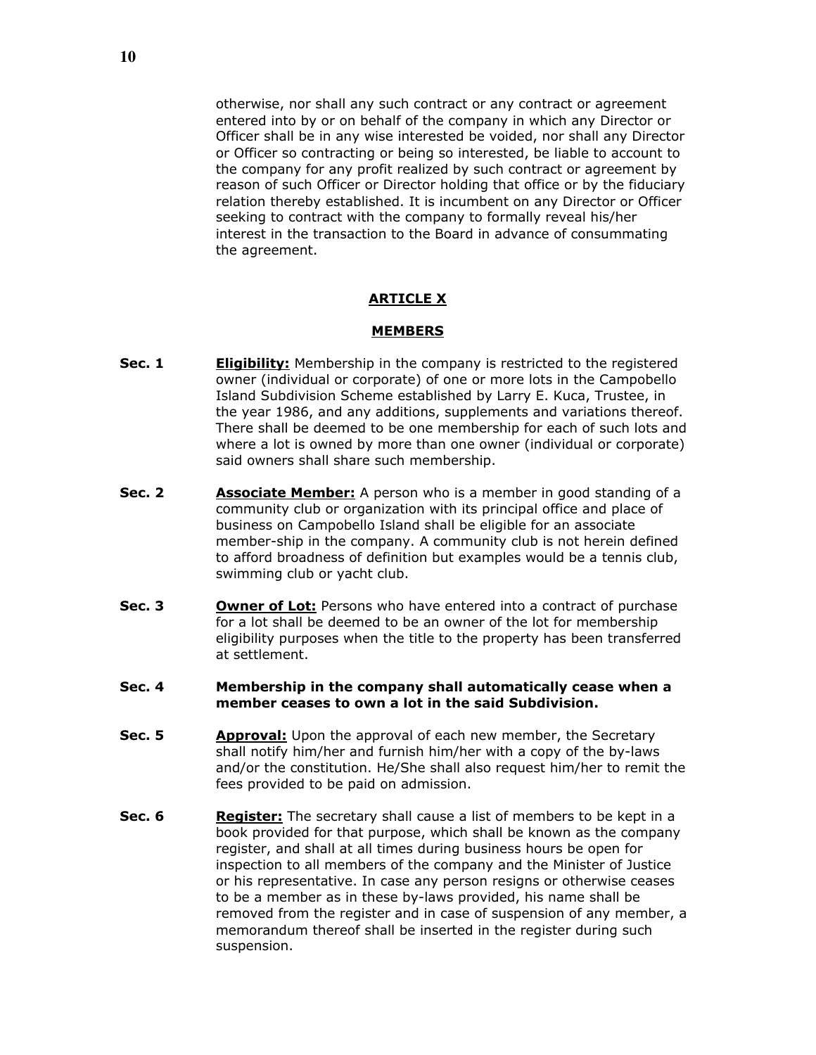otherwise, nor shall any such contract or any contract or agreement entered into by or on behalf of the company in which any Director or Officer shall be in any wise interested be voided, nor shall any Director or Officer so contracting or being so interested, be liable to account to the company for any profit realized by such contract or agreement by reason of such Officer or Director holding that office or by the fiduciary relation thereby established. It is incumbent on any Director or Officer seeking to contract with the company to formally reveal his/her interest in the transaction to the Board in advance of consummating the agreement.

## ARTICLE X

## MEMBERS

**Sec. 1** **Eligibility:** Membership in the company is restricted to the registered owner (individual or corporate) of one or more lots in the Campobello Island Subdivision Scheme established by Larry E. Kuca, Trustee, in the year 1986, and any additions, supplements and variations thereof. There shall be deemed to be one membership for each of such lots and where a lot is owned by more than one owner (individual or corporate) said owners shall share such membership.

**Sec. 2** **Associate Member:** A person who is a member in good standing of a community club or organization with its principal office and place of business on Campobello Island shall be eligible for an associate member-ship in the company. A community club is not herein defined to afford broadness of definition but examples would be a tennis club, swimming club or yacht club.

**Sec. 3** **Owner of Lot:** Persons who have entered into a contract of purchase for a lot shall be deemed to be an owner of the lot for membership eligibility purposes when the title to the property has been transferred at settlement.

**Sec. 4** **Membership in the company shall automatically cease when a member ceases to own a lot in the said Subdivision.**

**Sec. 5** **Approval:** Upon the approval of each new member, the Secretary shall notify him/her and furnish him/her with a copy of the by-laws and/or the constitution. He/She shall also request him/her to remit the fees provided to be paid on admission.

**Sec. 6** **Register:** The secretary shall cause a list of members to be kept in a book provided for that purpose, which shall be known as the company register, and shall at all times during business hours be open for inspection to all members of the company and the Minister of Justice or his representative. In case any person resigns or otherwise ceases to be a member as in these by-laws provided, his name shall be removed from the register and in case of suspension of any member, a memorandum thereof shall be inserted in the register during such suspension.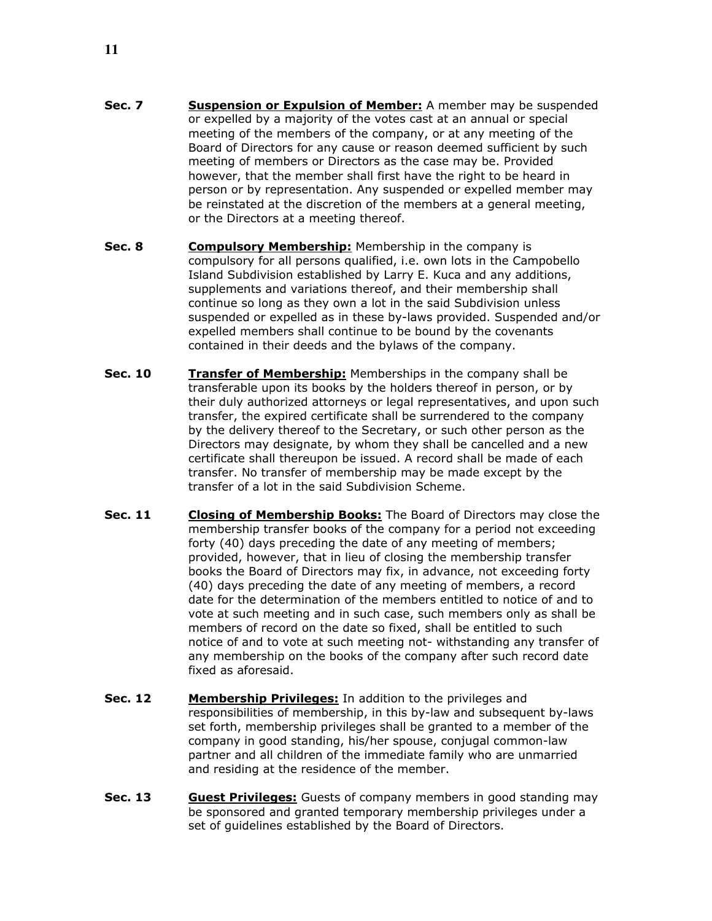**Sec. 7** **<u>Suspension or Expulsion of Member:</u>** A member may be suspended or expelled by a majority of the votes cast at an annual or special meeting of the members of the company, or at any meeting of the Board of Directors for any cause or reason deemed sufficient by such meeting of members or Directors as the case may be. Provided however, that the member shall first have the right to be heard in person or by representation. Any suspended or expelled member may be reinstated at the discretion of the members at a general meeting, or the Directors at a meeting thereof.

**Sec. 8** **<u>Compulsory Membership:</u>** Membership in the company is compulsory for all persons qualified, i.e. own lots in the Campobello Island Subdivision established by Larry E. Kuca and any additions, supplements and variations thereof, and their membership shall continue so long as they own a lot in the said Subdivision unless suspended or expelled as in these by-laws provided. Suspended and/or expelled members shall continue to be bound by the covenants contained in their deeds and the bylaws of the company.

**Sec. 10** **<u>Transfer of Membership:</u>** Memberships in the company shall be transferable upon its books by the holders thereof in person, or by their duly authorized attorneys or legal representatives, and upon such transfer, the expired certificate shall be surrendered to the company by the delivery thereof to the Secretary, or such other person as the Directors may designate, by whom they shall be cancelled and a new certificate shall thereupon be issued. A record shall be made of each transfer. No transfer of membership may be made except by the transfer of a lot in the said Subdivision Scheme.

**Sec. 11** **<u>Closing of Membership Books:</u>** The Board of Directors may close the membership transfer books of the company for a period not exceeding forty (40) days preceding the date of any meeting of members; provided, however, that in lieu of closing the membership transfer books the Board of Directors may fix, in advance, not exceeding forty (40) days preceding the date of any meeting of members, a record date for the determination of the members entitled to notice of and to vote at such meeting and in such case, such members only as shall be members of record on the date so fixed, shall be entitled to such notice of and to vote at such meeting not- withstanding any transfer of any membership on the books of the company after such record date fixed as aforesaid.

**Sec. 12** **<u>Membership Privileges:</u>** In addition to the privileges and responsibilities of membership, in this by-law and subsequent by-laws set forth, membership privileges shall be granted to a member of the company in good standing, his/her spouse, conjugal common-law partner and all children of the immediate family who are unmarried and residing at the residence of the member.

**Sec. 13** **<u>Guest Privileges:</u>** Guests of company members in good standing may be sponsored and granted temporary membership privileges under a set of guidelines established by the Board of Directors.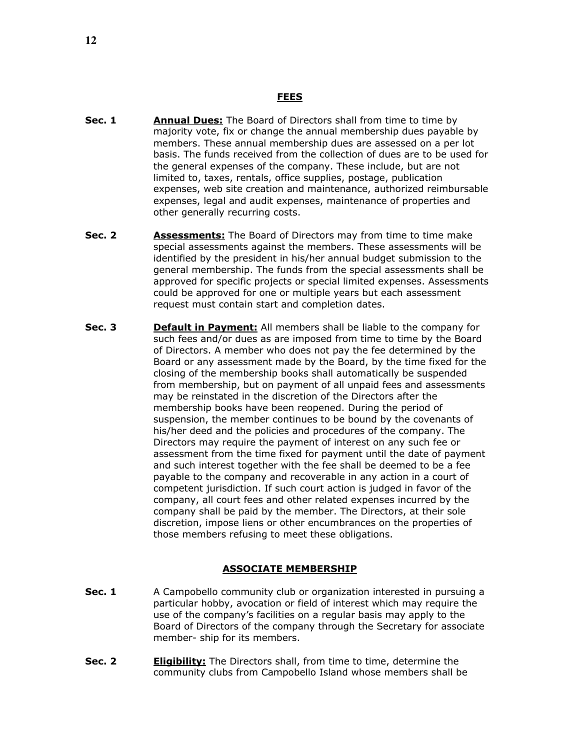## FEES

**Sec. 1** **Annual Dues:** The Board of Directors shall from time to time by majority vote, fix or change the annual membership dues payable by members. These annual membership dues are assessed on a per lot basis. The funds received from the collection of dues are to be used for the general expenses of the company. These include, but are not limited to, taxes, rentals, office supplies, postage, publication expenses, web site creation and maintenance, authorized reimbursable expenses, legal and audit expenses, maintenance of properties and other generally recurring costs.

**Sec. 2** **Assessments:** The Board of Directors may from time to time make special assessments against the members. These assessments will be identified by the president in his/her annual budget submission to the general membership. The funds from the special assessments shall be approved for specific projects or special limited expenses. Assessments could be approved for one or multiple years but each assessment request must contain start and completion dates.

**Sec. 3** **Default in Payment:** All members shall be liable to the company for such fees and/or dues as are imposed from time to time by the Board of Directors. A member who does not pay the fee determined by the Board or any assessment made by the Board, by the time fixed for the closing of the membership books shall automatically be suspended from membership, but on payment of all unpaid fees and assessments may be reinstated in the discretion of the Directors after the membership books have been reopened. During the period of suspension, the member continues to be bound by the covenants of his/her deed and the policies and procedures of the company. The Directors may require the payment of interest on any such fee or assessment from the time fixed for payment until the date of payment and such interest together with the fee shall be deemed to be a fee payable to the company and recoverable in any action in a court of competent jurisdiction. If such court action is judged in favor of the company, all court fees and other related expenses incurred by the company shall be paid by the member. The Directors, at their sole discretion, impose liens or other encumbrances on the properties of those members refusing to meet these obligations.

## ASSOCIATE MEMBERSHIP

**Sec. 1** A Campobello community club or organization interested in pursuing a particular hobby, avocation or field of interest which may require the use of the company's facilities on a regular basis may apply to the Board of Directors of the company through the Secretary for associate member- ship for its members.

**Sec. 2** **Eligibility:** The Directors shall, from time to time, determine the community clubs from Campobello Island whose members shall be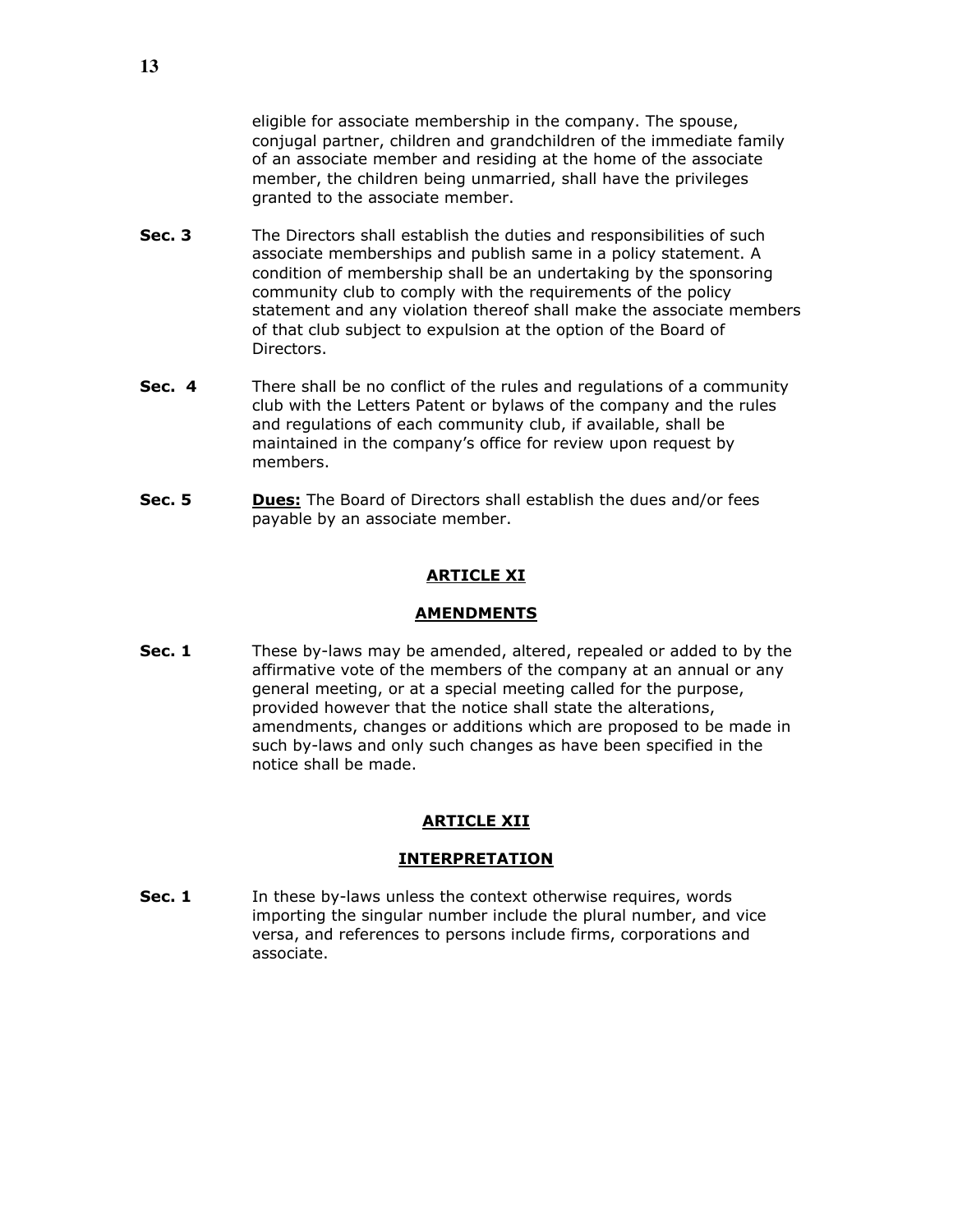eligible for associate membership in the company. The spouse, conjugal partner, children and grandchildren of the immediate family of an associate member and residing at the home of the associate member, the children being unmarried, shall have the privileges granted to the associate member.

**Sec. 3** The Directors shall establish the duties and responsibilities of such associate memberships and publish same in a policy statement. A condition of membership shall be an undertaking by the sponsoring community club to comply with the requirements of the policy statement and any violation thereof shall make the associate members of that club subject to expulsion at the option of the Board of Directors.

**Sec. 4** There shall be no conflict of the rules and regulations of a community club with the Letters Patent or bylaws of the company and the rules and regulations of each community club, if available, shall be maintained in the company's office for review upon request by members.

**Sec. 5** **Dues:** The Board of Directors shall establish the dues and/or fees payable by an associate member.

## ARTICLE XI

## AMENDMENTS

**Sec. 1** These by-laws may be amended, altered, repealed or added to by the affirmative vote of the members of the company at an annual or any general meeting, or at a special meeting called for the purpose, provided however that the notice shall state the alterations, amendments, changes or additions which are proposed to be made in such by-laws and only such changes as have been specified in the notice shall be made.

## ARTICLE XII

## INTERPRETATION

**Sec. 1** In these by-laws unless the context otherwise requires, words importing the singular number include the plural number, and vice versa, and references to persons include firms, corporations and associate.